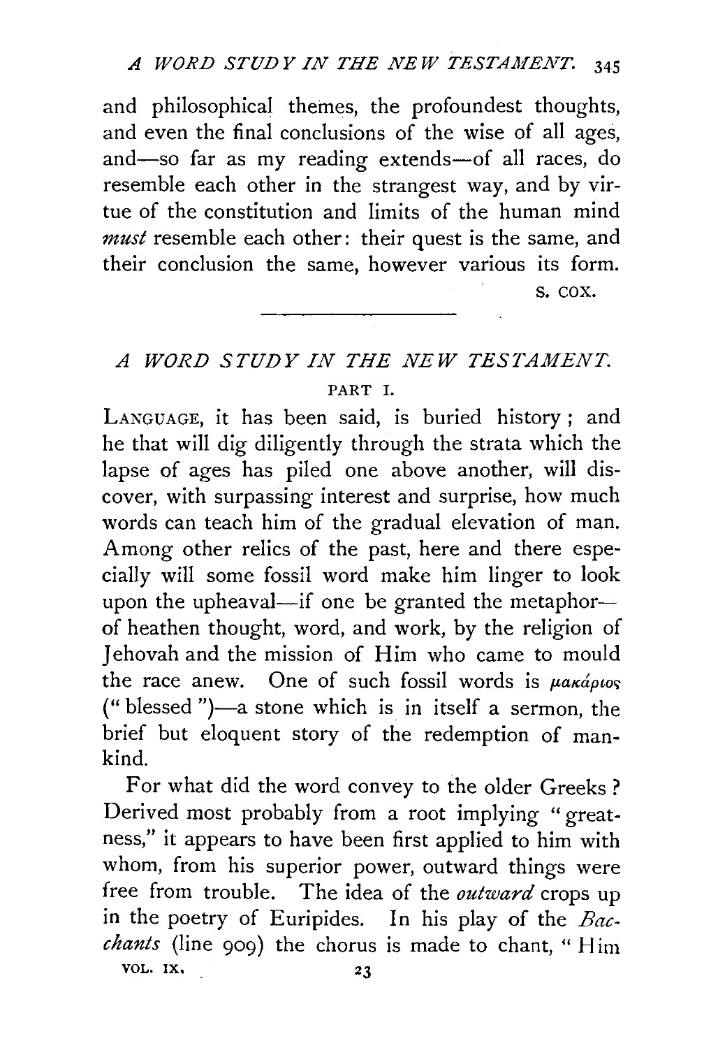and philosophical themes, the profoundest thoughts, and even the final conclusions of the wise of all ages, and—so far as my reading extends—of all races, do resemble each other in the strangest way, and by virtue of the constitution and limits of the human mind *must* resemble each other: their quest is the same, and their conclusion the same, however various its form.

S. COX.

---

## *A WORD STUDY IN THE NEW TESTAMENT.*

### PART I.

LANGUAGE, it has been said, is buried history; and he that will dig diligently through the strata which the lapse of ages has piled one above another, will discover, with surpassing interest and surprise, how much words can teach him of the gradual elevation of man. Among other relics of the past, here and there especially will some fossil word make him linger to look upon the upheaval—if one be granted the metaphor—of heathen thought, word, and work, by the religion of Jehovah and the mission of Him who came to mould the race anew. One of such fossil words is μακάριος ("blessed")—a stone which is in itself a sermon, the brief but eloquent story of the redemption of mankind.

For what did the word convey to the older Greeks? Derived most probably from a root implying "greatness," it appears to have been first applied to him with whom, from his superior power, outward things were free from trouble. The idea of the *outward* crops up in the poetry of Euripides. In his play of the *Bacchants* (line 909) the chorus is made to chant, "Him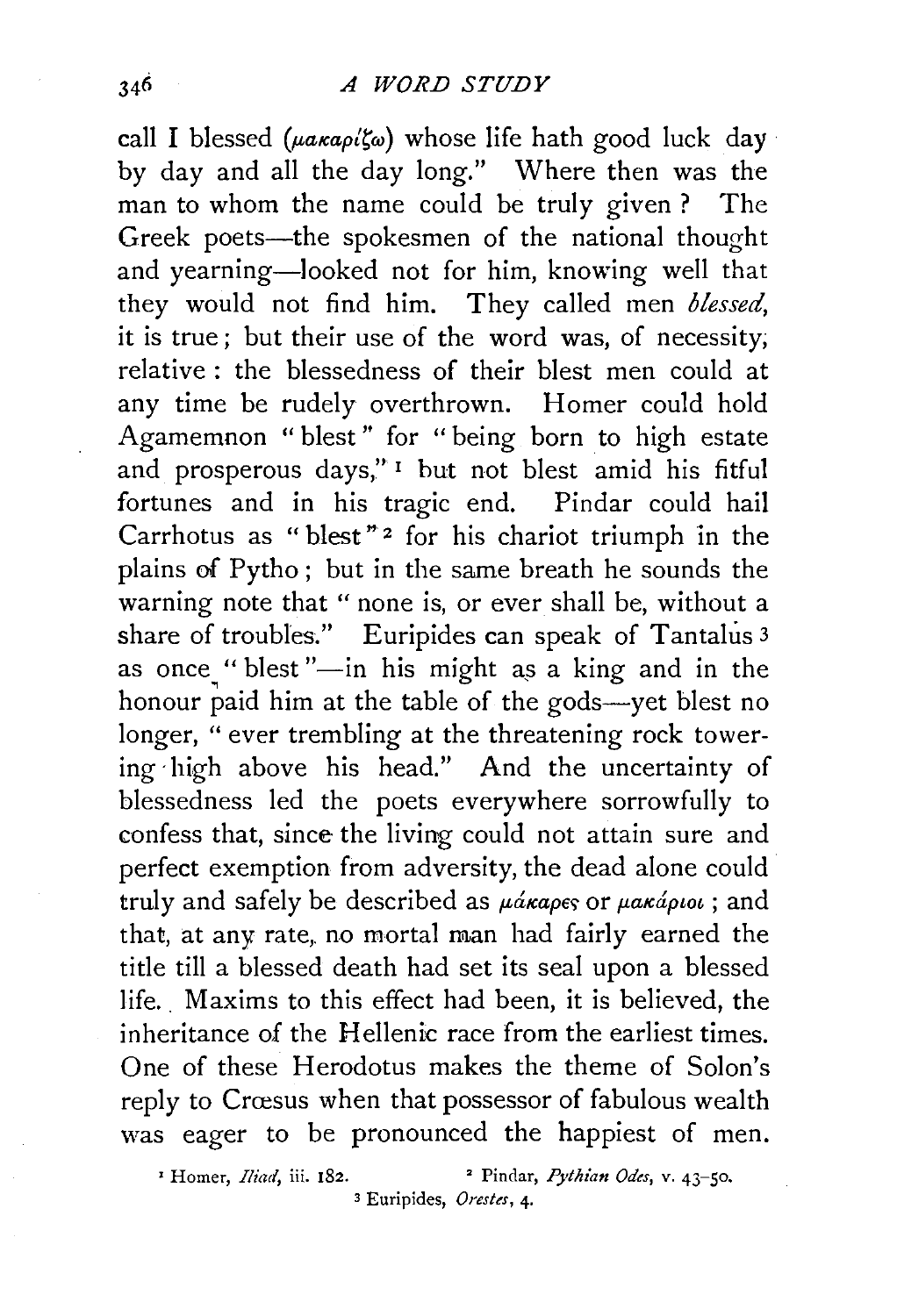call I blessed (μακαρίζω) whose life hath good luck day by day and all the day long." Where then was the man to whom the name could be truly given? The Greek poets—the spokesmen of the national thought and yearning—looked not for him, knowing well that they would not find him. They called men *blessed*, it is true; but their use of the word was, of necessity, relative: the blessedness of their blest men could at any time be rudely overthrown. Homer could hold Agamemnon "blest" for "being born to high estate and prosperous days,"[1] but not blest amid his fitful fortunes and in his tragic end. Pindar could hail Carrhotus as "blest"[2] for his chariot triumph in the plains of Pytho; but in the same breath he sounds the warning note that "none is, or ever shall be, without a share of troubles." Euripides can speak of Tantalus[3] as once "blest"—in his might as a king and in the honour paid him at the table of the gods—yet blest no longer, "ever trembling at the threatening rock towering high above his head." And the uncertainty of blessedness led the poets everywhere sorrowfully to confess that, since the living could not attain sure and perfect exemption from adversity, the dead alone could truly and safely be described as μάκαρες or μακάριοι; and that, at any rate, no mortal man had fairly earned the title till a blessed death had set its seal upon a blessed life. Maxims to this effect had been, it is believed, the inheritance of the Hellenic race from the earliest times. One of these Herodotus makes the theme of Solon's reply to Crœsus when that possessor of fabulous wealth was eager to be pronounced the happiest of men.

[1] Homer, *Iliad*, iii. 182. [2] Pindar, *Pythian Odes*, v. 43–50.
[3] Euripides, *Orestes*, 4.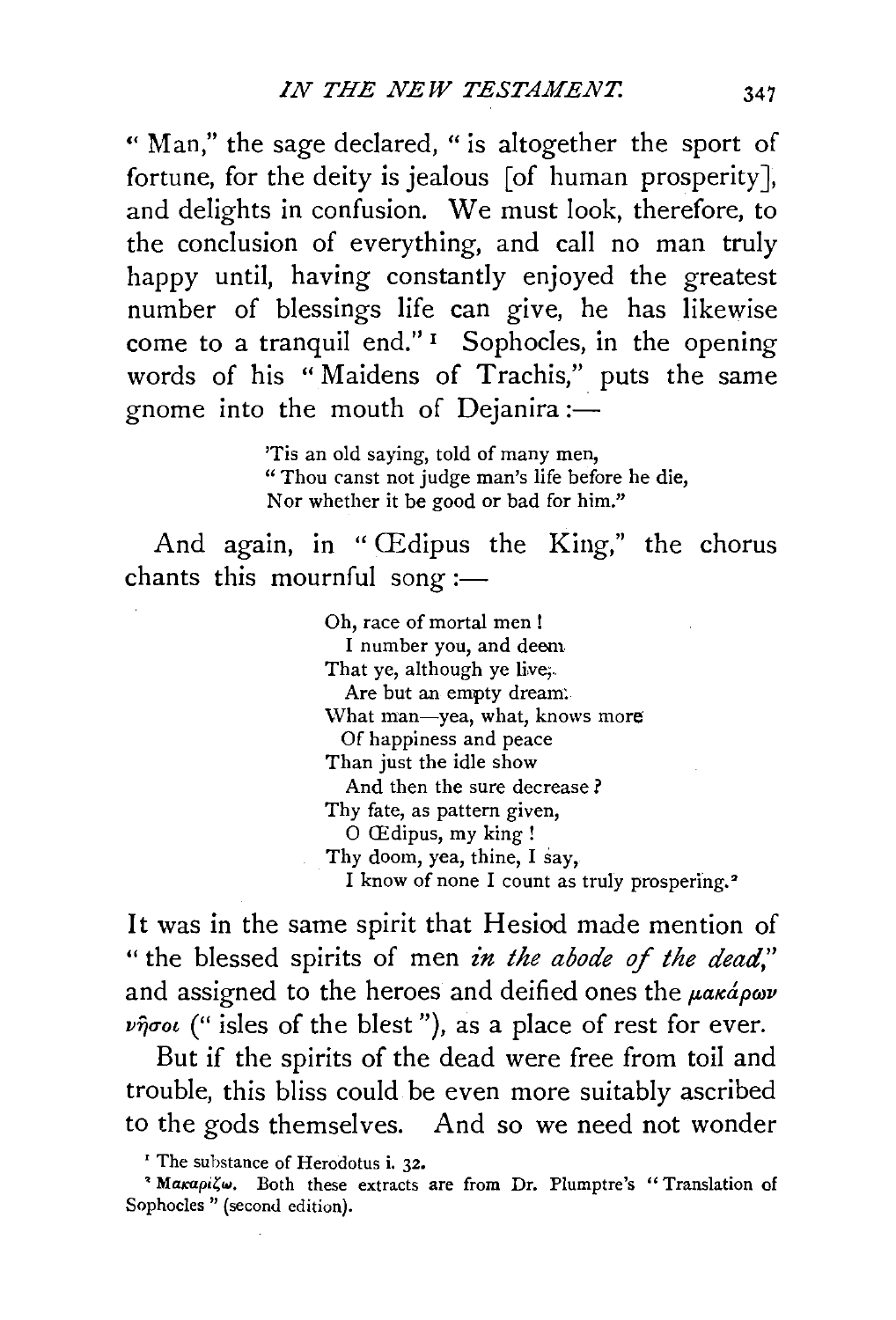"Man," the sage declared, "is altogether the sport of fortune, for the deity is jealous [of human prosperity], and delights in confusion. We must look, therefore, to the conclusion of everything, and call no man truly happy until, having constantly enjoyed the greatest number of blessings life can give, he has likewise come to a tranquil end."[1] Sophocles, in the opening words of his "Maidens of Trachis," puts the same gnome into the mouth of Dejanira:—

> 'Tis an old saying, told of many men,
> "Thou canst not judge man's life before he die,
> Nor whether it be good or bad for him."

And again, in "Œdipus the King," the chorus chants this mournful song:—

> Oh, race of mortal men!
> I number you, and deem
> That ye, although ye live,
> Are but an empty dream.
> What man—yea, what, knows more
> Of happiness and peace
> Than just the idle show
> And then the sure decrease?
> Thy fate, as pattern given,
> O Œdipus, my king!
> Thy doom, yea, thine, I say,
> I know of none I count as truly prospering.[2]

It was in the same spirit that Hesiod made mention of "the blessed spirits of men *in the abode of the dead*," and assigned to the heroes and deified ones the μακάρων νῆσοι ("isles of the blest"), as a place of rest for ever.

But if the spirits of the dead were free from toil and trouble, this bliss could be even more suitably ascribed to the gods themselves. And so we need not wonder

[1] The substance of Herodotus i. 32.

[2] Μακαρίζω. Both these extracts are from Dr. Plumptre's "Translation of Sophocles" (second edition).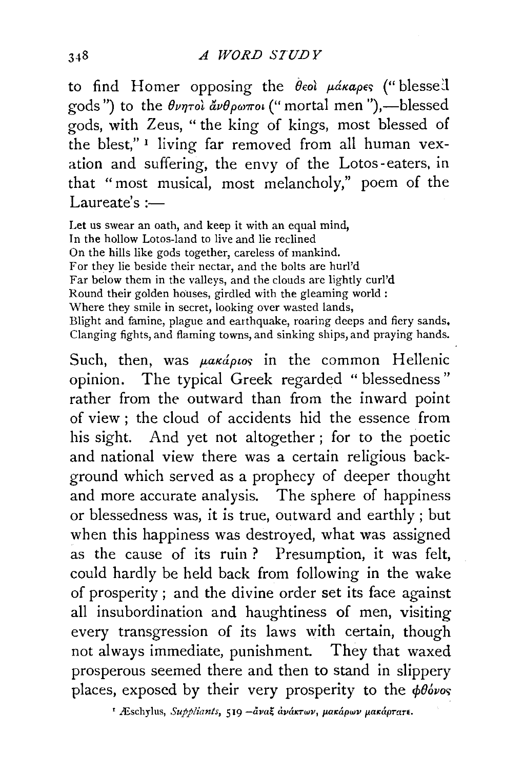to find Homer opposing the θεοὶ μάκαρες ("blessed gods") to the θνητοὶ ἄνθρωποι ("mortal men"),—blessed gods, with Zeus, "the king of kings, most blessed of the blest,"[1] living far removed from all human vexation and suffering, the envy of the Lotos-eaters, in that "most musical, most melancholy," poem of the Laureate's :—

> Let us swear an oath, and keep it with an equal mind,
> In the hollow Lotos-land to live and lie reclined
> On the hills like gods together, careless of mankind.
> For they lie beside their nectar, and the bolts are hurl'd
> Far below them in the valleys, and the clouds are lightly curl'd
> Round their golden houses, girdled with the gleaming world :
> Where they smile in secret, looking over wasted lands,
> Blight and famine, plague and earthquake, roaring deeps and fiery sands,
> Clanging fights, and flaming towns, and sinking ships, and praying hands.

Such, then, was μακάριος in the common Hellenic opinion. The typical Greek regarded "blessedness" rather from the outward than from the inward point of view; the cloud of accidents hid the essence from his sight. And yet not altogether; for to the poetic and national view there was a certain religious background which served as a prophecy of deeper thought and more accurate analysis. The sphere of happiness or blessedness was, it is true, outward and earthly; but when this happiness was destroyed, what was assigned as the cause of its ruin? Presumption, it was felt, could hardly be held back from following in the wake of prosperity; and the divine order set its face against all insubordination and haughtiness of men, visiting every transgression of its laws with certain, though not always immediate, punishment. They that waxed prosperous seemed there and then to stand in slippery places, exposed by their very prosperity to the φθόνος

[1] Æschylus, *Suppliants*, 519 –ἄναξ ἀνάκτων, μακάρων μακάρτατε.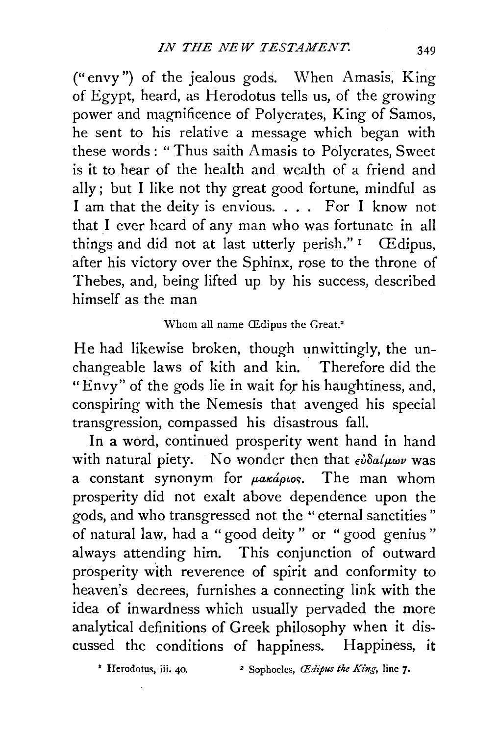("envy") of the jealous gods. When Amasis, King of Egypt, heard, as Herodotus tells us, of the growing power and magnificence of Polycrates, King of Samos, he sent to his relative a message which began with these words: "Thus saith Amasis to Polycrates, Sweet is it to hear of the health and wealth of a friend and ally; but I like not thy great good fortune, mindful as I am that the deity is envious. . . . For I know not that I ever heard of any man who was fortunate in all things and did not at last utterly perish."[1] Œdipus, after his victory over the Sphinx, rose to the throne of Thebes, and, being lifted up by his success, described himself as the man

> Whom all name Œdipus the Great.[2]

He had likewise broken, though unwittingly, the unchangeable laws of kith and kin. Therefore did the "Envy" of the gods lie in wait for his haughtiness, and, conspiring with the Nemesis that avenged his special transgression, compassed his disastrous fall.

In a word, continued prosperity went hand in hand with natural piety. No wonder then that *εὐδαίμων* was a constant synonym for *μακάριος*. The man whom prosperity did not exalt above dependence upon the gods, and who transgressed not the "eternal sanctities" of natural law, had a "good deity" or "good genius" always attending him. This conjunction of outward prosperity with reverence of spirit and conformity to heaven's decrees, furnishes a connecting link with the idea of inwardness which usually pervaded the more analytical definitions of Greek philosophy when it discussed the conditions of happiness. Happiness, it

[1] Herodotus, iii. 40.  [2] Sophocles, *Œdipus the King*, line 7.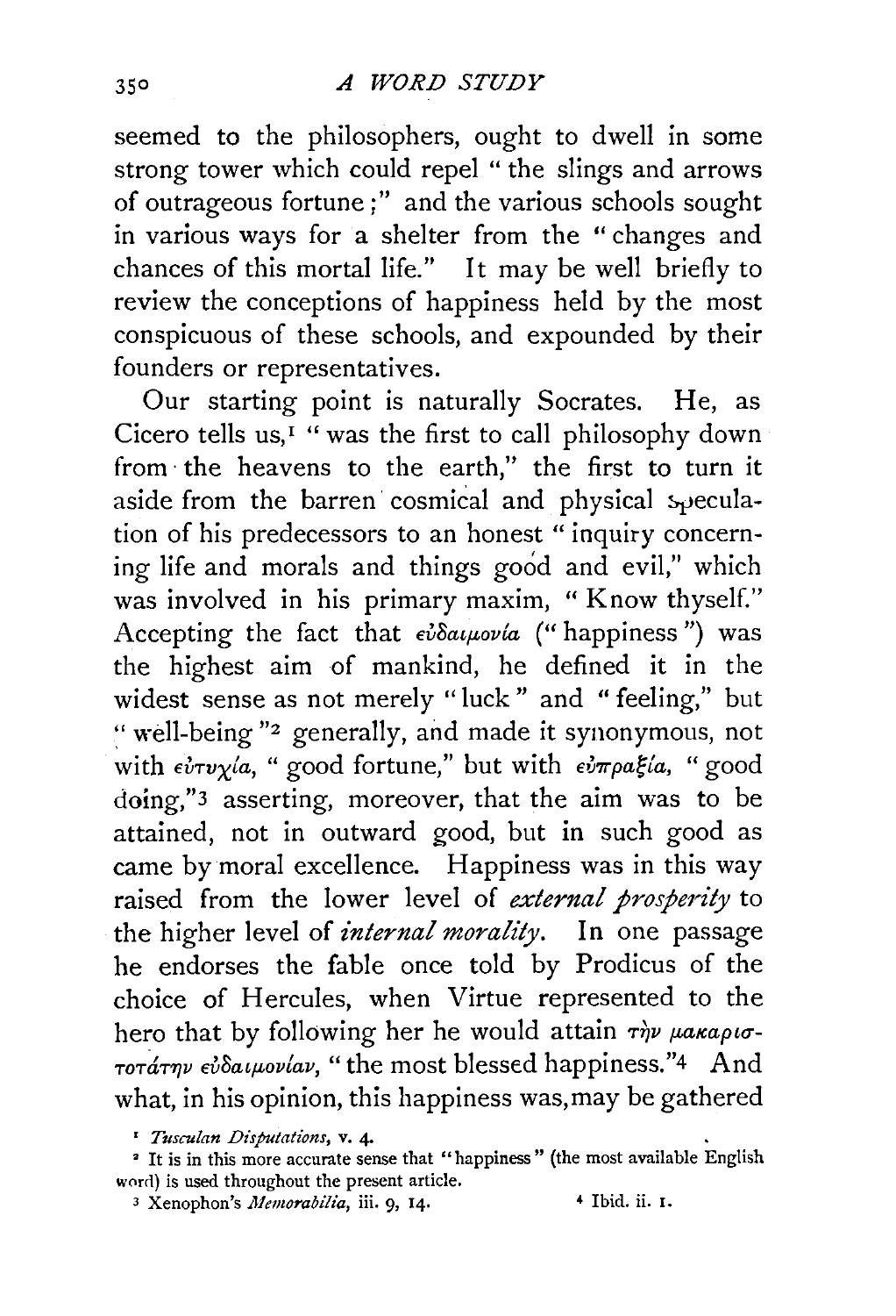seemed to the philosophers, ought to dwell in some strong tower which could repel "the slings and arrows of outrageous fortune;" and the various schools sought in various ways for a shelter from the "changes and chances of this mortal life." It may be well briefly to review the conceptions of happiness held by the most conspicuous of these schools, and expounded by their founders or representatives.

Our starting point is naturally Socrates. He, as Cicero tells us,[1] "was the first to call philosophy down from the heavens to the earth," the first to turn it aside from the barren cosmical and physical speculation of his predecessors to an honest "inquiry concerning life and morals and things good and evil," which was involved in his primary maxim, "Know thyself." Accepting the fact that εὐδαιμονία ("happiness") was the highest aim of mankind, he defined it in the widest sense as not merely "luck" and "feeling," but "well-being"[2] generally, and made it synonymous, not with εὐτυχία, "good fortune," but with εὐπραξία, "good doing,"[3] asserting, moreover, that the aim was to be attained, not in outward good, but in such good as came by moral excellence. Happiness was in this way raised from the lower level of *external prosperity* to the higher level of *internal morality*. In one passage he endorses the fable once told by Prodicus of the choice of Hercules, when Virtue represented to the hero that by following her he would attain τὴν μακαριστοτάτην εὐδαιμονίαν, "the most blessed happiness."[4] And what, in his opinion, this happiness was, may be gathered

[1] *Tusculan Disputations*, v. 4.

[2] It is in this more accurate sense that "happiness" (the most available English word) is used throughout the present article.

[3] Xenophon's *Memorabilia*, iii. 9, 14.

[4] Ibid. ii. 1.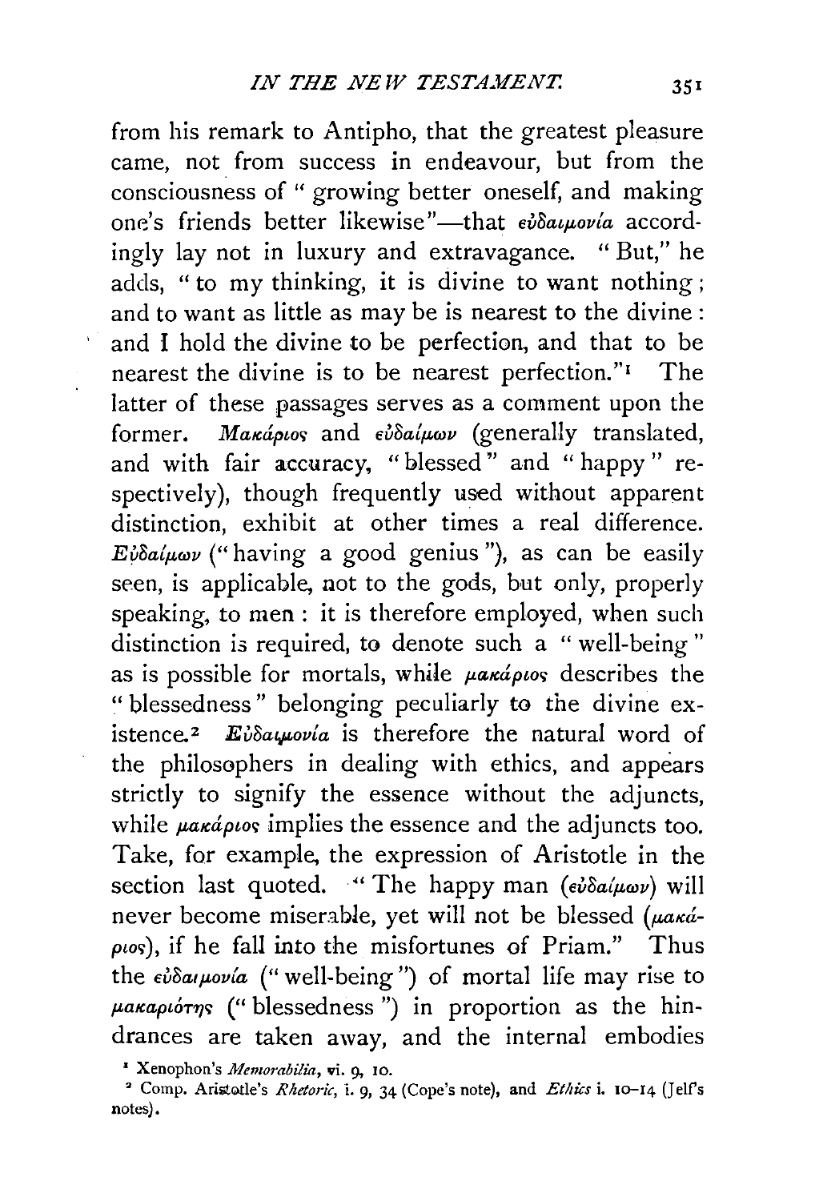from his remark to Antipho, that the greatest pleasure came, not from success in endeavour, but from the consciousness of "growing better oneself, and making one's friends better likewise"—that εὐδαιμονία accordingly lay not in luxury and extravagance. "But," he adds, "to my thinking, it is divine to want nothing; and to want as little as may be is nearest to the divine: and I hold the divine to be perfection, and that to be nearest the divine is to be nearest perfection."[1] The latter of these passages serves as a comment upon the former. *Μακάριος* and εὐδαίμων (generally translated, and with fair accuracy, "blessed" and "happy" respectively), though frequently used without apparent distinction, exhibit at other times a real difference. *Εὐδαίμων* ("having a good genius"), as can be easily seen, is applicable, not to the gods, but only, properly speaking, to men: it is therefore employed, when such distinction is required, to denote such a "well-being" as is possible for mortals, while *μακάριος* describes the "blessedness" belonging peculiarly to the divine existence.[2] *Εὐδαιμονία* is therefore the natural word of the philosophers in dealing with ethics, and appears strictly to signify the essence without the adjuncts, while *μακάριος* implies the essence and the adjuncts too. Take, for example, the expression of Aristotle in the section last quoted. "The happy man (εὐδαίμων) will never become miserable, yet will not be blessed (*μακάριος*), if he fall into the misfortunes of Priam." Thus the εὐδαιμονία ("well-being") of mortal life may rise to *μακαριότης* ("blessedness") in proportion as the hindrances are taken away, and the internal embodies

[1] Xenophon's *Memorabilia*, vi. 9, 10.

[2] Comp. Aristotle's *Rhetoric*, i. 9, 34 (Cope's note), and *Ethics* i. 10–14 (Jelf's notes).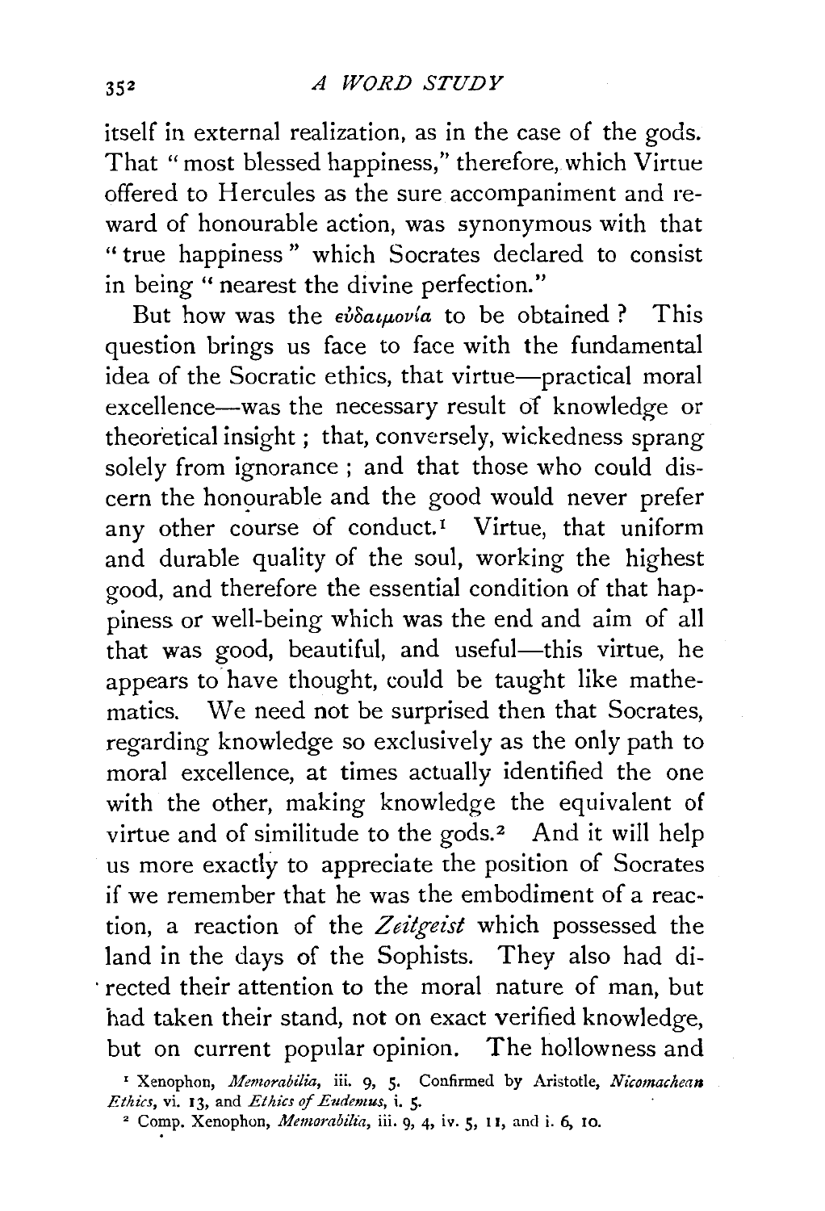itself in external realization, as in the case of the gods. That "most blessed happiness," therefore, which Virtue offered to Hercules as the sure accompaniment and reward of honourable action, was synonymous with that "true happiness" which Socrates declared to consist in being "nearest the divine perfection."

But how was the εὐδαιμονία to be obtained? This question brings us face to face with the fundamental idea of the Socratic ethics, that virtue—practical moral excellence—was the necessary result of knowledge or theoretical insight; that, conversely, wickedness sprang solely from ignorance; and that those who could discern the honourable and the good would never prefer any other course of conduct.[1] Virtue, that uniform and durable quality of the soul, working the highest good, and therefore the essential condition of that happiness or well-being which was the end and aim of all that was good, beautiful, and useful—this virtue, he appears to have thought, could be taught like mathematics. We need not be surprised then that Socrates, regarding knowledge so exclusively as the only path to moral excellence, at times actually identified the one with the other, making knowledge the equivalent of virtue and of similitude to the gods.[2] And it will help us more exactly to appreciate the position of Socrates if we remember that he was the embodiment of a reaction, a reaction of the *Zeitgeist* which possessed the land in the days of the Sophists. They also had directed their attention to the moral nature of man, but had taken their stand, not on exact verified knowledge, but on current popular opinion. The hollowness and

[1] Xenophon, *Memorabilia*, iii. 9, 5. Confirmed by Aristotle, *Nicomachean Ethics*, vi. 13, and *Ethics of Eudemus*, i. 5.

[2] Comp. Xenophon, *Memorabilia*, iii. 9, 4, iv. 5, 11, and i. 6, 10.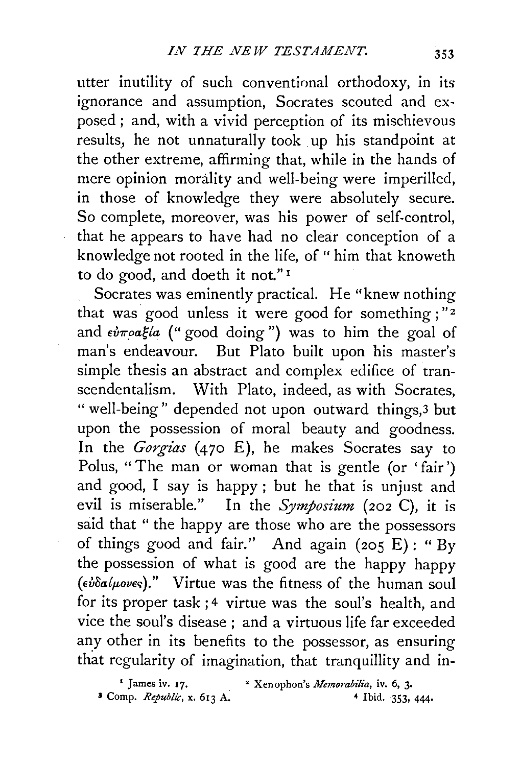utter inutility of such conventional orthodoxy, in its ignorance and assumption, Socrates scouted and exposed; and, with a vivid perception of its mischievous results, he not unnaturally took up his standpoint at the other extreme, affirming that, while in the hands of mere opinion morality and well-being were imperilled, in those of knowledge they were absolutely secure. So complete, moreover, was his power of self-control, that he appears to have had no clear conception of a knowledge not rooted in the life, of "him that knoweth to do good, and doeth it not."[1]

Socrates was eminently practical. He "knew nothing that was good unless it were good for something;"[2] and εὐπραξία ("good doing") was to him the goal of man's endeavour. But Plato built upon his master's simple thesis an abstract and complex edifice of transcendentalism. With Plato, indeed, as with Socrates, "well-being" depended not upon outward things,[3] but upon the possession of moral beauty and goodness. In the *Gorgias* (470 E), he makes Socrates say to Polus, "The man or woman that is gentle (or 'fair') and good, I say is happy; but he that is unjust and evil is miserable." In the *Symposium* (202 C), it is said that "the happy are those who are the possessors of things good and fair." And again (205 E): "By the possession of what is good are the happy happy (εὐδαίμονες)." Virtue was the fitness of the human soul for its proper task;[4] virtue was the soul's health, and vice the soul's disease; and a virtuous life far exceeded any other in its benefits to the possessor, as ensuring that regularity of imagination, that tranquillity and in-

[1] James iv. 17.
[2] Xenophon's *Memorabilia*, iv. 6, 3.
[3] Comp. *Republic*, x. 613 A.
[4] Ibid. 353, 444.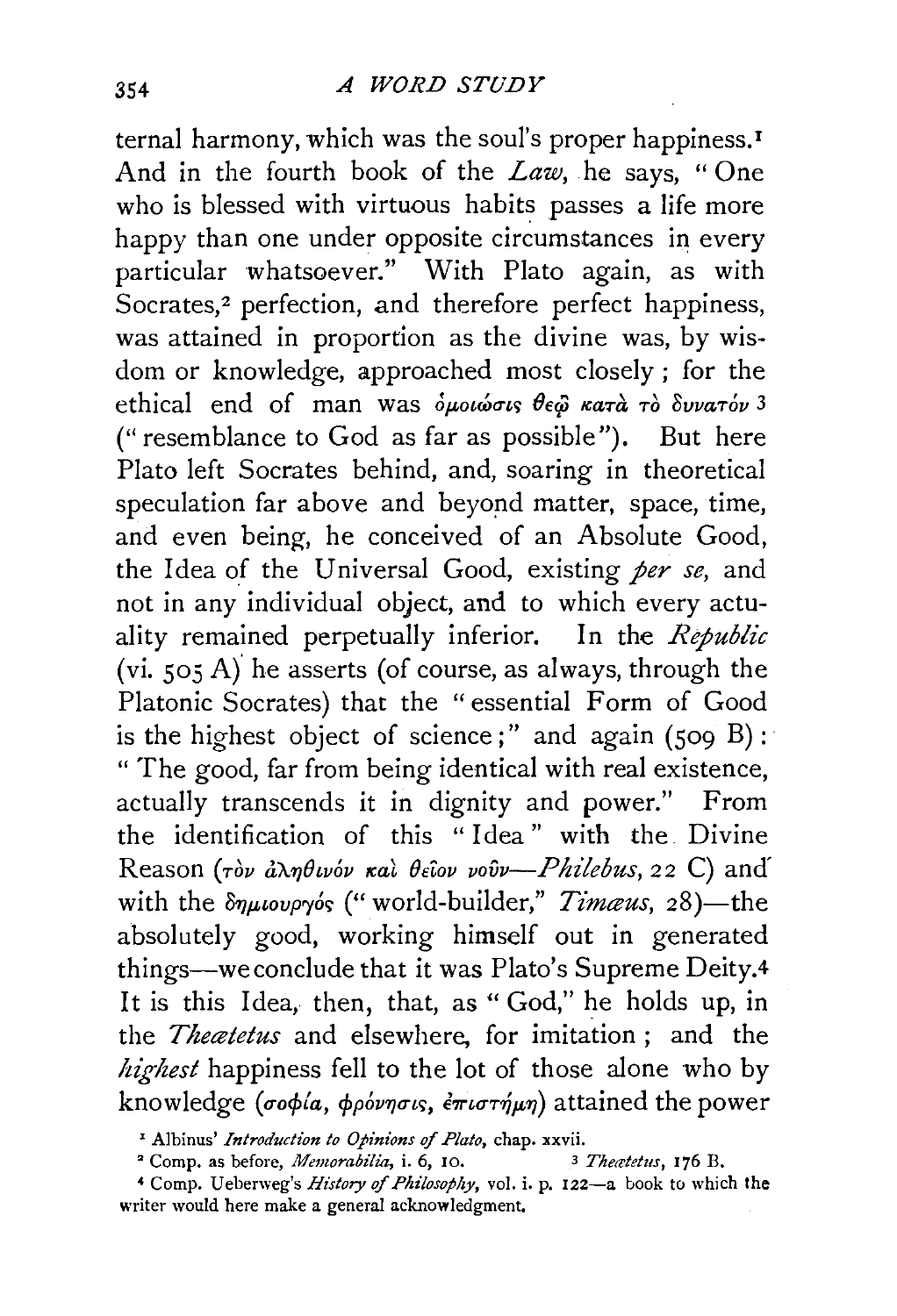ternal harmony, which was the soul's proper happiness.[1] And in the fourth book of the *Law*, he says, "One who is blessed with virtuous habits passes a life more happy than one under opposite circumstances in every particular whatsoever." With Plato again, as with Socrates,[2] perfection, and therefore perfect happiness, was attained in proportion as the divine was, by wisdom or knowledge, approached most closely; for the ethical end of man was ὁμοίωσις θεῷ κατὰ τὸ δυνατόν [3] ("resemblance to God as far as possible"). But here Plato left Socrates behind, and, soaring in theoretical speculation far above and beyond matter, space, time, and even being, he conceived of an Absolute Good, the Idea of the Universal Good, existing *per se*, and not in any individual object, and to which every actuality remained perpetually inferior. In the *Republic* (vi. 505 A) he asserts (of course, as always, through the Platonic Socrates) that the "essential Form of Good is the highest object of science;" and again (509 B): "The good, far from being identical with real existence, actually transcends it in dignity and power." From the identification of this "Idea" with the Divine Reason (τὸν ἀληθινόν καὶ θεῖον νοῦν—*Philebus*, 22 C) and with the δημιουργός ("world-builder," *Timæus*, 28)—the absolutely good, working himself out in generated things—we conclude that it was Plato's Supreme Deity.[4] It is this Idea, then, that, as "God," he holds up, in the *Theætetus* and elsewhere, for imitation; and the *highest* happiness fell to the lot of those alone who by knowledge (σοφία, φρόνησις, ἐπιστήμη) attained the power

[1] Albinus' *Introduction to Opinions of Plato*, chap. xxvii.

[2] Comp. as before, *Memorabilia*, i. 6, 10.

[3] *Theætetus*, 176 B.

[4] Comp. Ueberweg's *History of Philosophy*, vol. i. p. 122—a book to which the writer would here make a general acknowledgment.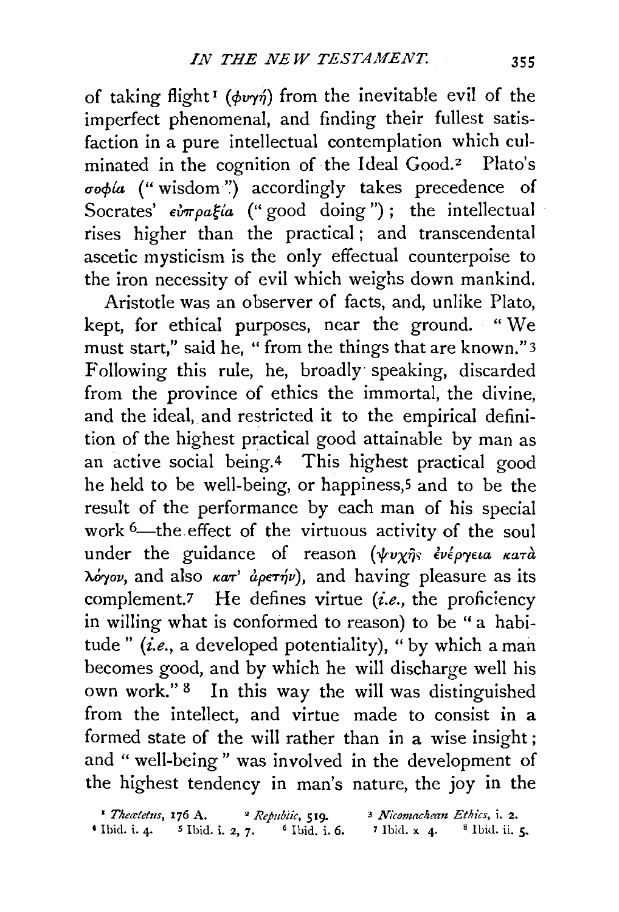of taking flight[1] (φυγή) from the inevitable evil of the imperfect phenomenal, and finding their fullest satisfaction in a pure intellectual contemplation which culminated in the cognition of the Ideal Good.[2] Plato's σοφία ("wisdom") accordingly takes precedence of Socrates' εὐπραξία ("good doing"); the intellectual rises higher than the practical; and transcendental ascetic mysticism is the only effectual counterpoise to the iron necessity of evil which weighs down mankind.

Aristotle was an observer of facts, and, unlike Plato, kept, for ethical purposes, near the ground. "We must start," said he, "from the things that are known."[3] Following this rule, he, broadly speaking, discarded from the province of ethics the immortal, the divine, and the ideal, and restricted it to the empirical definition of the highest practical good attainable by man as an active social being.[4] This highest practical good he held to be well-being, or happiness,[5] and to be the result of the performance by each man of his special work[6]—the effect of the virtuous activity of the soul under the guidance of reason (ψυχῆς ἐνέργεια κατὰ λόγον, and also κατ' ἀρετήν), and having pleasure as its complement.[7] He defines virtue (*i.e.*, the proficiency in willing what is conformed to reason) to be "a habitude" (*i.e.*, a developed potentiality), "by which a man becomes good, and by which he will discharge well his own work."[8] In this way the will was distinguished from the intellect, and virtue made to consist in a formed state of the will rather than in a wise insight; and "well-being" was involved in the development of the highest tendency in man's nature, the joy in the

[1] *Theætetus*, 176 A. [2] *Republic*, 519. [3] *Nicomachean Ethics*, i. 2. [4] Ibid. i. 4. [5] Ibid. i. 2, 7. [6] Ibid. i. 6. [7] Ibid. x 4. [8] Ibid. ii. 5.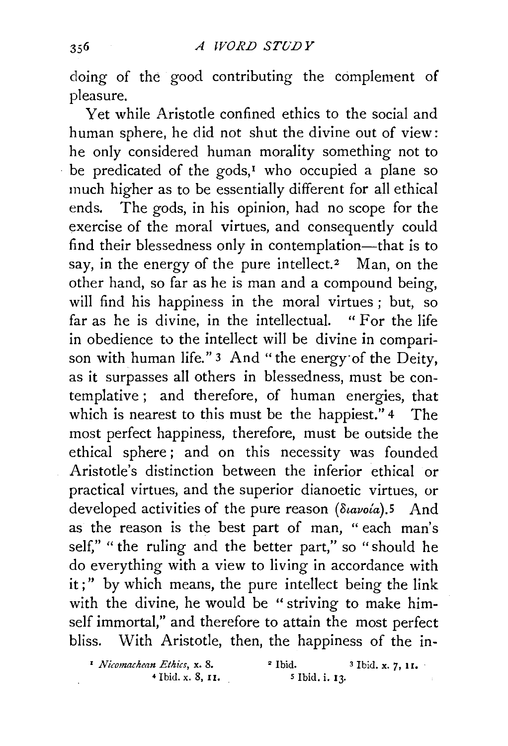doing of the good contributing the complement of pleasure.

Yet while Aristotle confined ethics to the social and human sphere, he did not shut the divine out of view: he only considered human morality something not to be predicated of the gods,[1] who occupied a plane so much higher as to be essentially different for all ethical ends. The gods, in his opinion, had no scope for the exercise of the moral virtues, and consequently could find their blessedness only in contemplation—that is to say, in the energy of the pure intellect.[2] Man, on the other hand, so far as he is man and a compound being, will find his happiness in the moral virtues; but, so far as he is divine, in the intellectual. "For the life in obedience to the intellect will be divine in comparison with human life."[3] And "the energy of the Deity, as it surpasses all others in blessedness, must be contemplative; and therefore, of human energies, that which is nearest to this must be the happiest."[4] The most perfect happiness, therefore, must be outside the ethical sphere; and on this necessity was founded Aristotle's distinction between the inferior ethical or practical virtues, and the superior dianoetic virtues, or developed activities of the pure reason (διανοία).[5] And as the reason is the best part of man, "each man's self," "the ruling and the better part," so "should he do everything with a view to living in accordance with it;" by which means, the pure intellect being the link with the divine, he would be "striving to make himself immortal," and therefore to attain the most perfect bliss. With Aristotle, then, the happiness of the in-

[1] *Nicomachean Ethics*, x. 8. [2] Ibid. [3] Ibid. x. 7, 11. [4] Ibid. x. 8, 11. [5] Ibid. i. 13.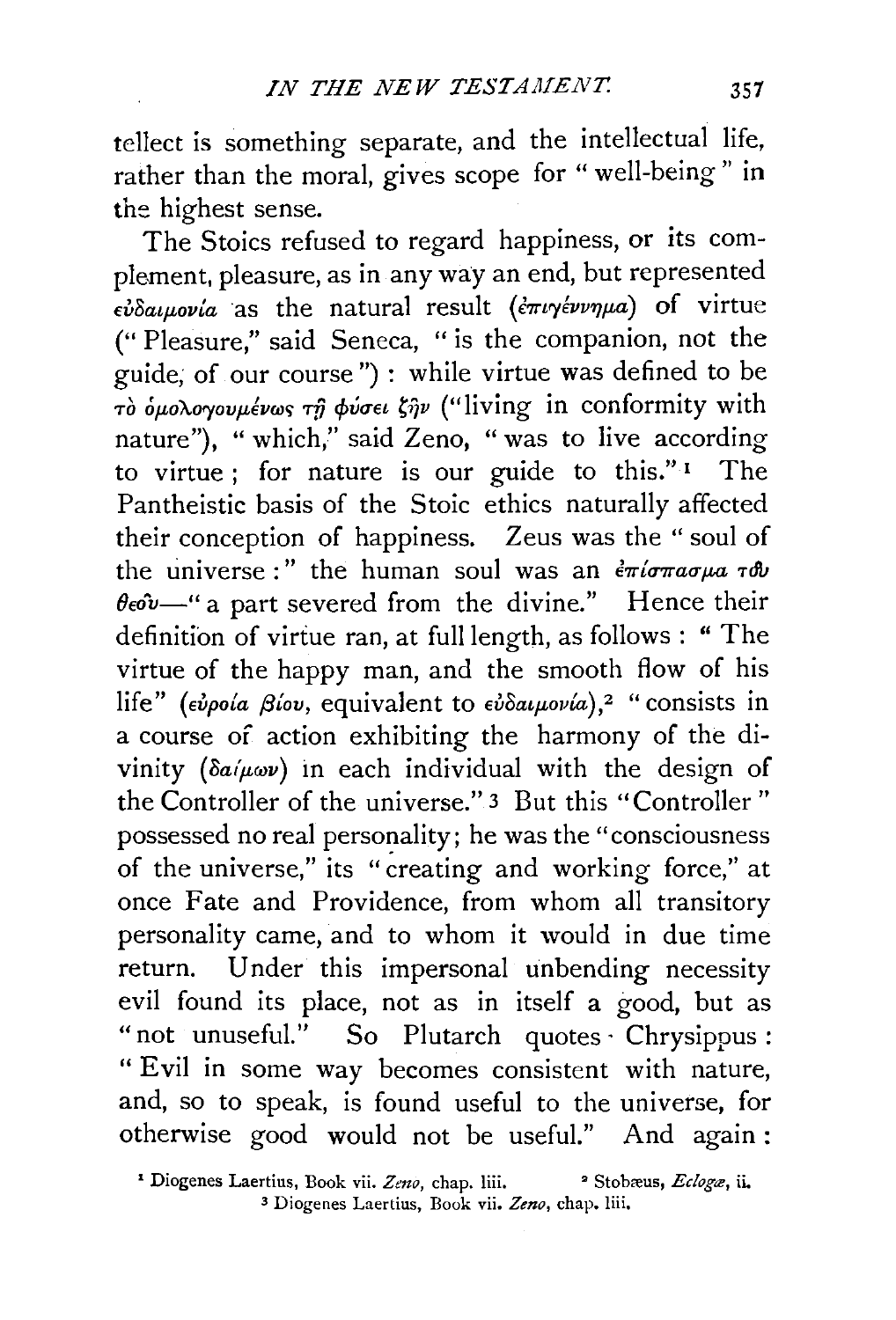tellect is something separate, and the intellectual life, rather than the moral, gives scope for "well-being" in the highest sense.

The Stoics refused to regard happiness, or its complement, pleasure, as in any way an end, but represented εὐδαιμονία as the natural result (ἐπιγέννημα) of virtue ("Pleasure," said Seneca, "is the companion, not the guide, of our course"): while virtue was defined to be τὸ ὁμολογουμένως τῇ φύσει ζῆν ("living in conformity with nature"), "which," said Zeno, "was to live according to virtue; for nature is our guide to this."[1] The Pantheistic basis of the Stoic ethics naturally affected their conception of happiness. Zeus was the "soul of the universe:" the human soul was an ἐπίσπασμα τοῦ θεοῦ—"a part severed from the divine." Hence their definition of virtue ran, at full length, as follows: "The virtue of the happy man, and the smooth flow of his life" (εὔροια βίου, equivalent to εὐδαιμονία),[2] "consists in a course of action exhibiting the harmony of the divinity (δαίμων) in each individual with the design of the Controller of the universe."[3] But this "Controller" possessed no real personality; he was the "consciousness of the universe," its "creating and working force," at once Fate and Providence, from whom all transitory personality came, and to whom it would in due time return. Under this impersonal unbending necessity evil found its place, not as in itself a good, but as "not unuseful." So Plutarch quotes Chrysippus: "Evil in some way becomes consistent with nature, and, so to speak, is found useful to the universe, for otherwise good would not be useful." And again:

[1] Diogenes Laertius, Book vii. *Zeno*, chap. liii.
[2] Stobæus, *Eclogæ*, ii.
[3] Diogenes Laertius, Book vii. *Zeno*, chap. liii.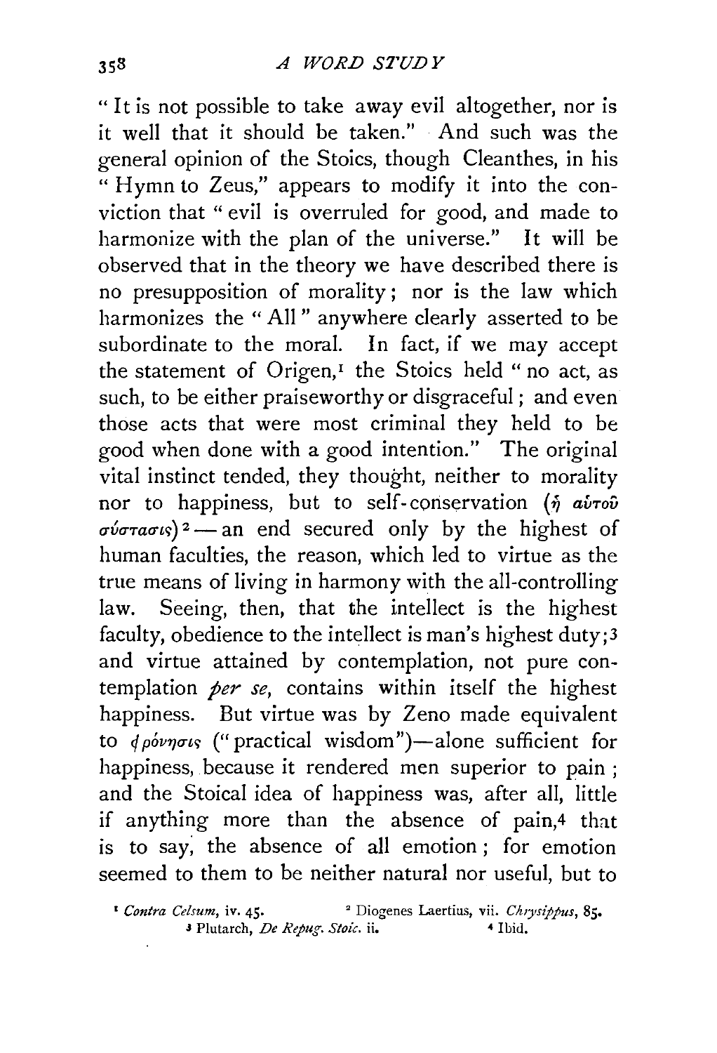"It is not possible to take away evil altogether, nor is it well that it should be taken." And such was the general opinion of the Stoics, though Cleanthes, in his "Hymn to Zeus," appears to modify it into the conviction that "evil is overruled for good, and made to harmonize with the plan of the universe." It will be observed that in the theory we have described there is no presupposition of morality; nor is the law which harmonizes the "All" anywhere clearly asserted to be subordinate to the moral. In fact, if we may accept the statement of Origen,[1] the Stoics held "no act, as such, to be either praiseworthy or disgraceful; and even those acts that were most criminal they held to be good when done with a good intention." The original vital instinct tended, they thought, neither to morality nor to happiness, but to self-conservation (ἡ αὐτοῦ σύστασις)[2] — an end secured only by the highest of human faculties, the reason, which led to virtue as the true means of living in harmony with the all-controlling law. Seeing, then, that the intellect is the highest faculty, obedience to the intellect is man's highest duty;[3] and virtue attained by contemplation, not pure contemplation *per se*, contains within itself the highest happiness. But virtue was by Zeno made equivalent to φρόνησις ("practical wisdom")—alone sufficient for happiness, because it rendered men superior to pain; and the Stoical idea of happiness was, after all, little if anything more than the absence of pain,[4] that is to say, the absence of all emotion; for emotion seemed to them to be neither natural nor useful, but to

[1] *Contra Celsum*, iv. 45. [2] Diogenes Laertius, vii. *Chrysippus*, 85. [3] Plutarch, *De Repug. Stoic.* ii. [4] Ibid.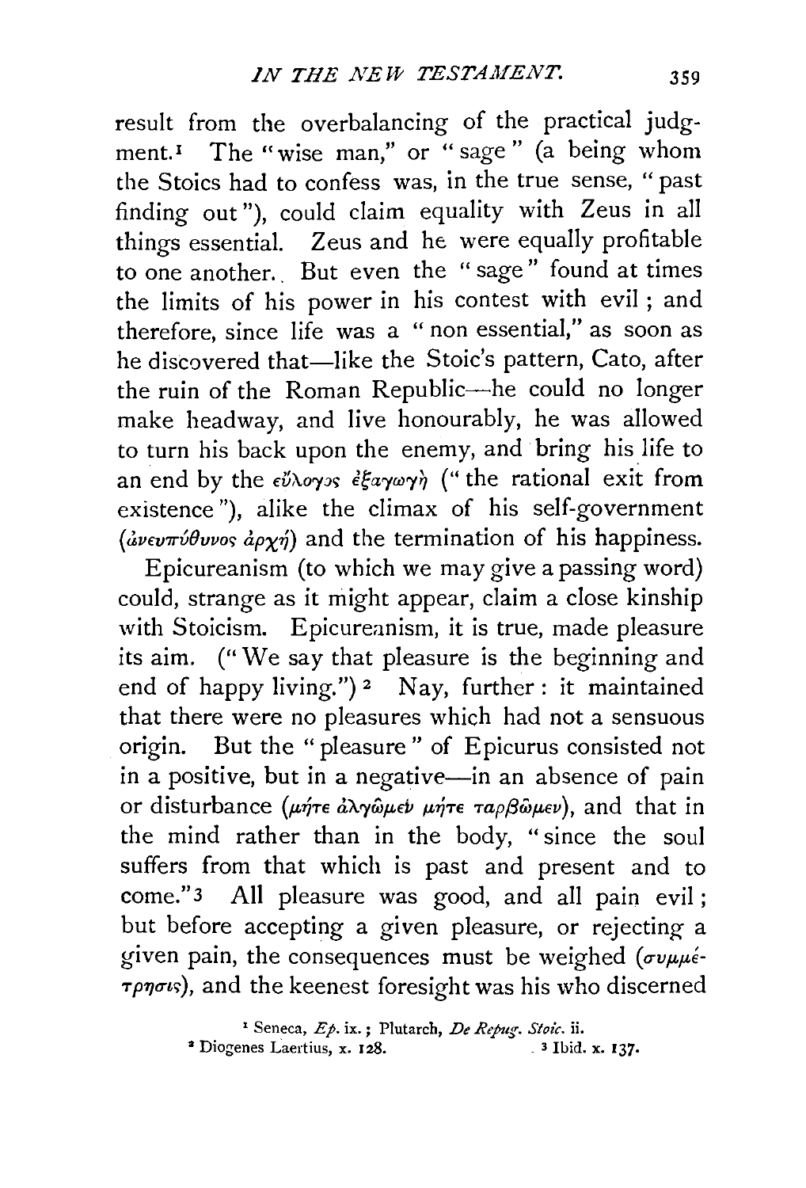result from the overbalancing of the practical judgment.[1] The "wise man," or "sage" (a being whom the Stoics had to confess was, in the true sense, "past finding out"), could claim equality with Zeus in all things essential. Zeus and he were equally profitable to one another. But even the "sage" found at times the limits of his power in his contest with evil; and therefore, since life was a "non essential," as soon as he discovered that—like the Stoic's pattern, Cato, after the ruin of the Roman Republic—he could no longer make headway, and live honourably, he was allowed to turn his back upon the enemy, and bring his life to an end by the εὔλογος ἐξαγωγὴ ("the rational exit from existence"), alike the climax of his self-government (ἀνευπεύθυνος ἀρχή) and the termination of his happiness.

Epicureanism (to which we may give a passing word) could, strange as it might appear, claim a close kinship with Stoicism. Epicureanism, it is true, made pleasure its aim. ("We say that pleasure is the beginning and end of happy living.")[2] Nay, further: it maintained that there were no pleasures which had not a sensuous origin. But the "pleasure" of Epicurus consisted not in a positive, but in a negative—in an absence of pain or disturbance (μήτε ἀλγῶμεν μήτε ταρβῶμεν), and that in the mind rather than in the body, "since the soul suffers from that which is past and present and to come."[3] All pleasure was good, and all pain evil; but before accepting a given pleasure, or rejecting a given pain, the consequences must be weighed (συμμέτρησις), and the keenest foresight was his who discerned

[1] Seneca, *Ep.* ix.; Plutarch, *De Repug. Stoic.* ii.

[2] Diogenes Laertius, x. 128.

[3] Ibid. x. 137.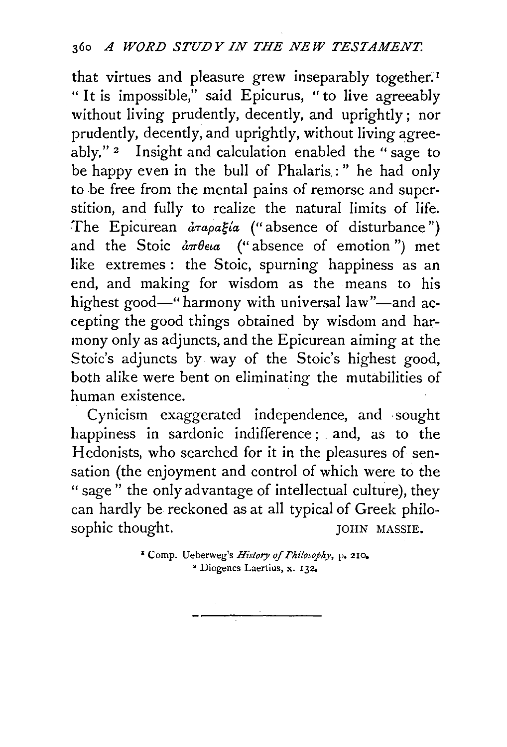that virtues and pleasure grew inseparably together.[1] "It is impossible," said Epicurus, "to live agreeably without living prudently, decently, and uprightly; nor prudently, decently, and uprightly, without living agreeably."[2] Insight and calculation enabled the "sage to be happy even in the bull of Phalaris.:" he had only to be free from the mental pains of remorse and superstition, and fully to realize the natural limits of life. The Epicurean ἀταραξία ("absence of disturbance") and the Stoic ἀπθεια ("absence of emotion") met like extremes: the Stoic, spurning happiness as an end, and making for wisdom as the means to his highest good—"harmony with universal law"—and accepting the good things obtained by wisdom and harmony only as adjuncts, and the Epicurean aiming at the Stoic's adjuncts by way of the Stoic's highest good, both alike were bent on eliminating the mutabilities of human existence.

Cynicism exaggerated independence, and sought happiness in sardonic indifference; and, as to the Hedonists, who searched for it in the pleasures of sensation (the enjoyment and control of which were to the "sage" the only advantage of intellectual culture), they can hardly be reckoned as at all typical of Greek philosophic thought.

JOHN MASSIE.

[1] Comp. Ueberweg's *History of Philosophy*, p. 210.

[2] Diogenes Laertius, x. 132.

---